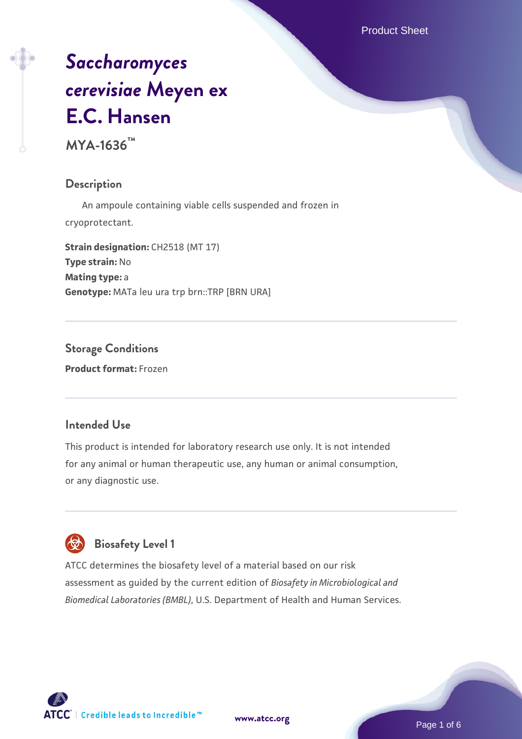# *Saccharomyces cerevisiae* Meyen ex E.C. Hansen

## MYA-1636™

### Description

An ampoule containing viable cells suspended and frozen in cryoprotectant.

**Strain designation:** CH2518 (MT 17)
**Type strain:** No
**Mating type:** a
**Genotype:** MATa leu ura trp brn::TRP [BRN URA]

### Storage Conditions

**Product format:** Frozen

### Intended Use

This product is intended for laboratory research use only. It is not intended for any animal or human therapeutic use, any human or animal consumption, or any diagnostic use.

### Biosafety Level 1

ATCC determines the biosafety level of a material based on our risk assessment as guided by the current edition of *Biosafety in Microbiological and Biomedical Laboratories (BMBL)*, U.S. Department of Health and Human Services.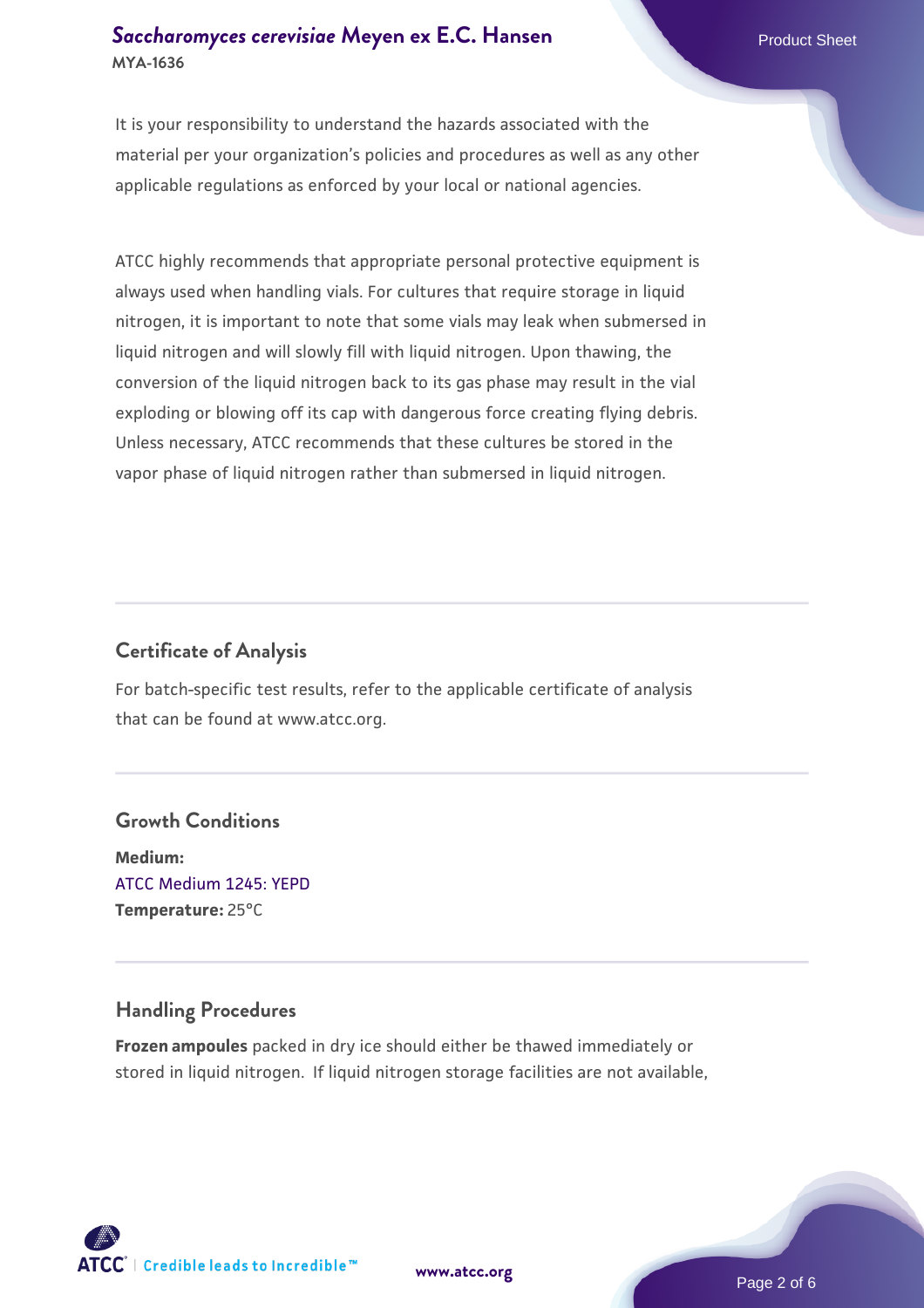It is your responsibility to understand the hazards associated with the material per your organization's policies and procedures as well as any other applicable regulations as enforced by your local or national agencies.

ATCC highly recommends that appropriate personal protective equipment is always used when handling vials. For cultures that require storage in liquid nitrogen, it is important to note that some vials may leak when submersed in liquid nitrogen and will slowly fill with liquid nitrogen. Upon thawing, the conversion of the liquid nitrogen back to its gas phase may result in the vial exploding or blowing off its cap with dangerous force creating flying debris. Unless necessary, ATCC recommends that these cultures be stored in the vapor phase of liquid nitrogen rather than submersed in liquid nitrogen.

## Certificate of Analysis

For batch-specific test results, refer to the applicable certificate of analysis that can be found at www.atcc.org.

## Growth Conditions

**Medium:**
ATCC Medium 1245: YEPD
**Temperature:** 25°C

## Handling Procedures

**Frozen ampoules** packed in dry ice should either be thawed immediately or stored in liquid nitrogen. If liquid nitrogen storage facilities are not available,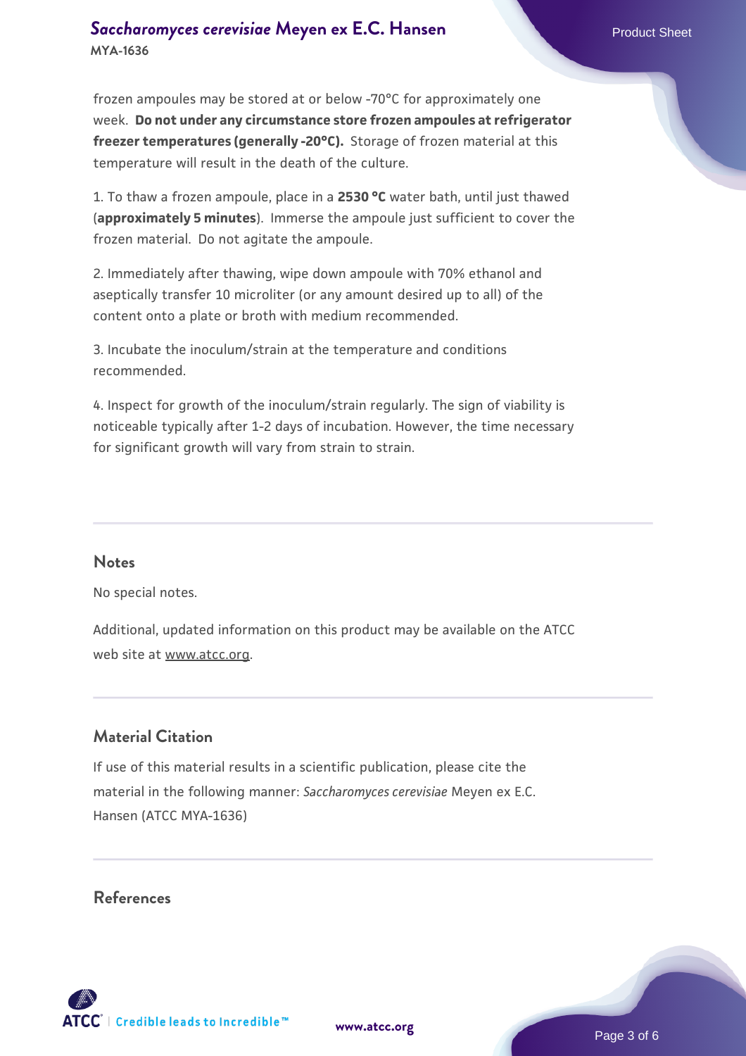frozen ampoules may be stored at or below -70°C for approximately one week. **Do not under any circumstance store frozen ampoules at refrigerator freezer temperatures (generally -20°C).** Storage of frozen material at this temperature will result in the death of the culture.

1. To thaw a frozen ampoule, place in a **2530 °C** water bath, until just thawed (**approximately 5 minutes**). Immerse the ampoule just sufficient to cover the frozen material. Do not agitate the ampoule.

2. Immediately after thawing, wipe down ampoule with 70% ethanol and aseptically transfer 10 microliter (or any amount desired up to all) of the content onto a plate or broth with medium recommended.

3. Incubate the inoculum/strain at the temperature and conditions recommended.

4. Inspect for growth of the inoculum/strain regularly. The sign of viability is noticeable typically after 1-2 days of incubation. However, the time necessary for significant growth will vary from strain to strain.

## Notes

No special notes.

Additional, updated information on this product may be available on the ATCC web site at www.atcc.org.

## Material Citation

If use of this material results in a scientific publication, please cite the material in the following manner: *Saccharomyces cerevisiae* Meyen ex E.C. Hansen (ATCC MYA-1636)

## References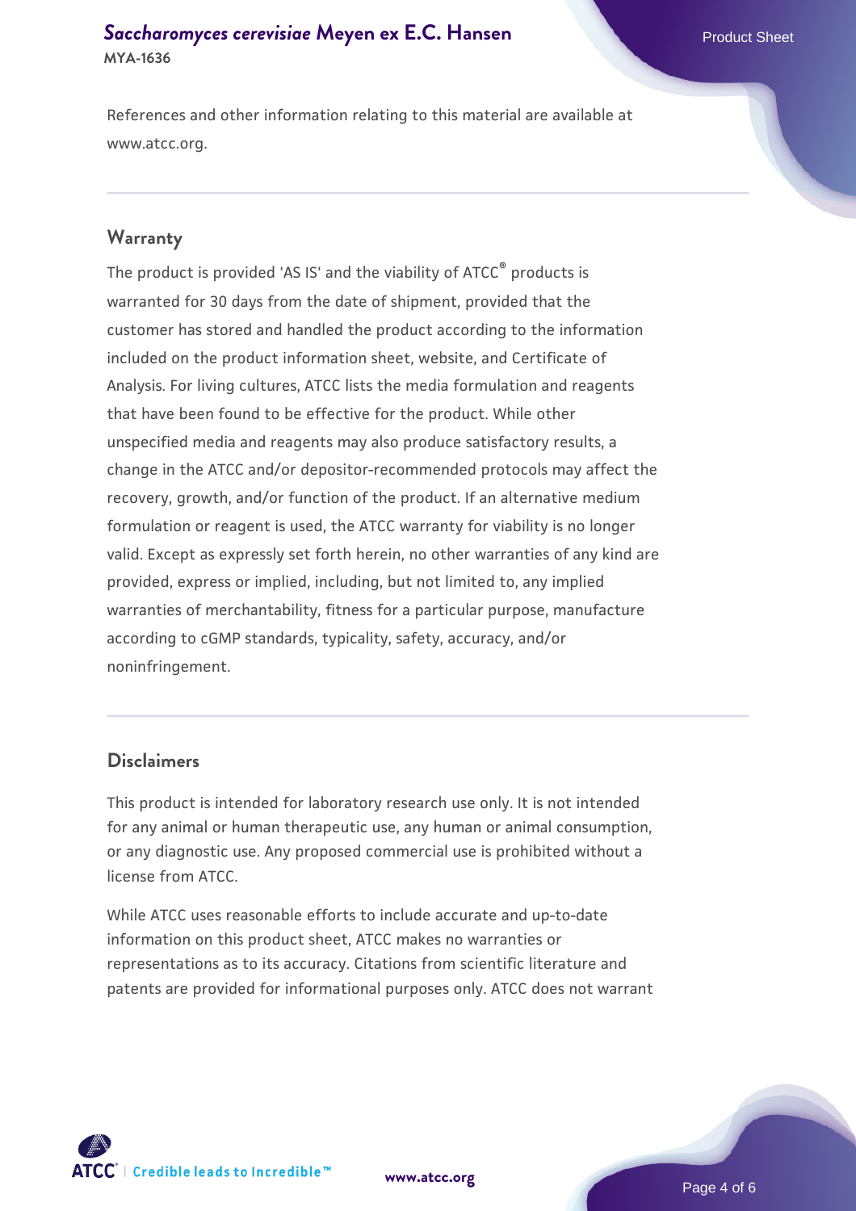References and other information relating to this material are available at www.atcc.org.

## Warranty

The product is provided 'AS IS' and the viability of ATCC® products is warranted for 30 days from the date of shipment, provided that the customer has stored and handled the product according to the information included on the product information sheet, website, and Certificate of Analysis. For living cultures, ATCC lists the media formulation and reagents that have been found to be effective for the product. While other unspecified media and reagents may also produce satisfactory results, a change in the ATCC and/or depositor-recommended protocols may affect the recovery, growth, and/or function of the product. If an alternative medium formulation or reagent is used, the ATCC warranty for viability is no longer valid. Except as expressly set forth herein, no other warranties of any kind are provided, express or implied, including, but not limited to, any implied warranties of merchantability, fitness for a particular purpose, manufacture according to cGMP standards, typicality, safety, accuracy, and/or noninfringement.

## Disclaimers

This product is intended for laboratory research use only. It is not intended for any animal or human therapeutic use, any human or animal consumption, or any diagnostic use. Any proposed commercial use is prohibited without a license from ATCC.

While ATCC uses reasonable efforts to include accurate and up-to-date information on this product sheet, ATCC makes no warranties or representations as to its accuracy. Citations from scientific literature and patents are provided for informational purposes only. ATCC does not warrant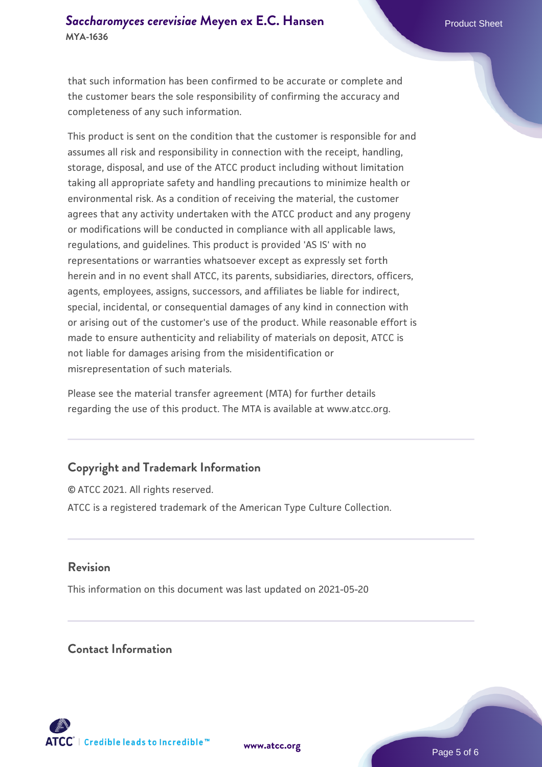that such information has been confirmed to be accurate or complete and the customer bears the sole responsibility of confirming the accuracy and completeness of any such information.

This product is sent on the condition that the customer is responsible for and assumes all risk and responsibility in connection with the receipt, handling, storage, disposal, and use of the ATCC product including without limitation taking all appropriate safety and handling precautions to minimize health or environmental risk. As a condition of receiving the material, the customer agrees that any activity undertaken with the ATCC product and any progeny or modifications will be conducted in compliance with all applicable laws, regulations, and guidelines. This product is provided 'AS IS' with no representations or warranties whatsoever except as expressly set forth herein and in no event shall ATCC, its parents, subsidiaries, directors, officers, agents, employees, assigns, successors, and affiliates be liable for indirect, special, incidental, or consequential damages of any kind in connection with or arising out of the customer's use of the product. While reasonable effort is made to ensure authenticity and reliability of materials on deposit, ATCC is not liable for damages arising from the misidentification or misrepresentation of such materials.

Please see the material transfer agreement (MTA) for further details regarding the use of this product. The MTA is available at www.atcc.org.

## Copyright and Trademark Information

© ATCC 2021. All rights reserved.

ATCC is a registered trademark of the American Type Culture Collection.

## Revision

This information on this document was last updated on 2021-05-20

## Contact Information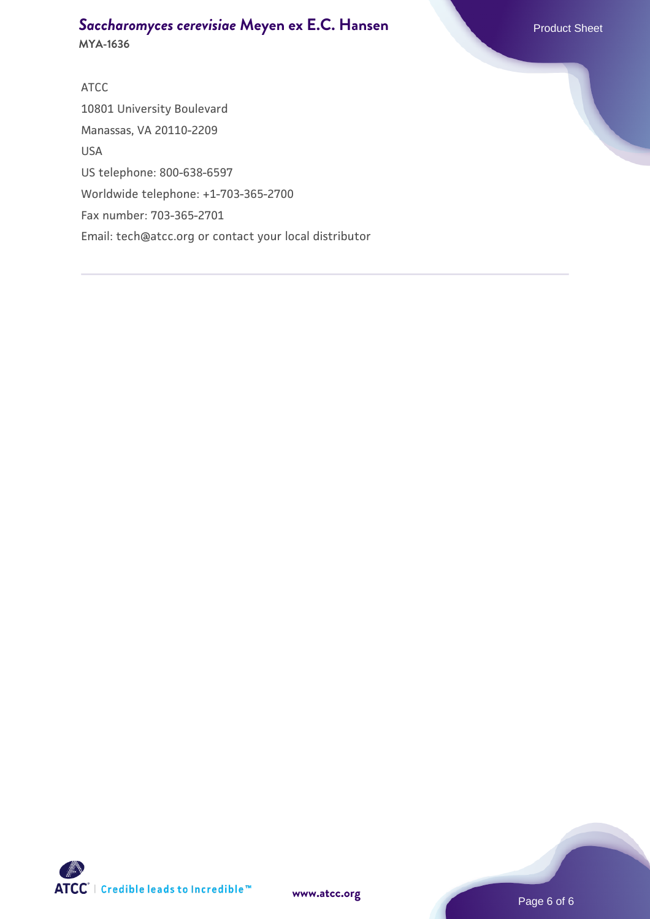ATCC

10801 University Boulevard

Manassas, VA 20110-2209

USA

US telephone: 800-638-6597

Worldwide telephone: +1-703-365-2700

Fax number: 703-365-2701

Email: tech@atcc.org or contact your local distributor